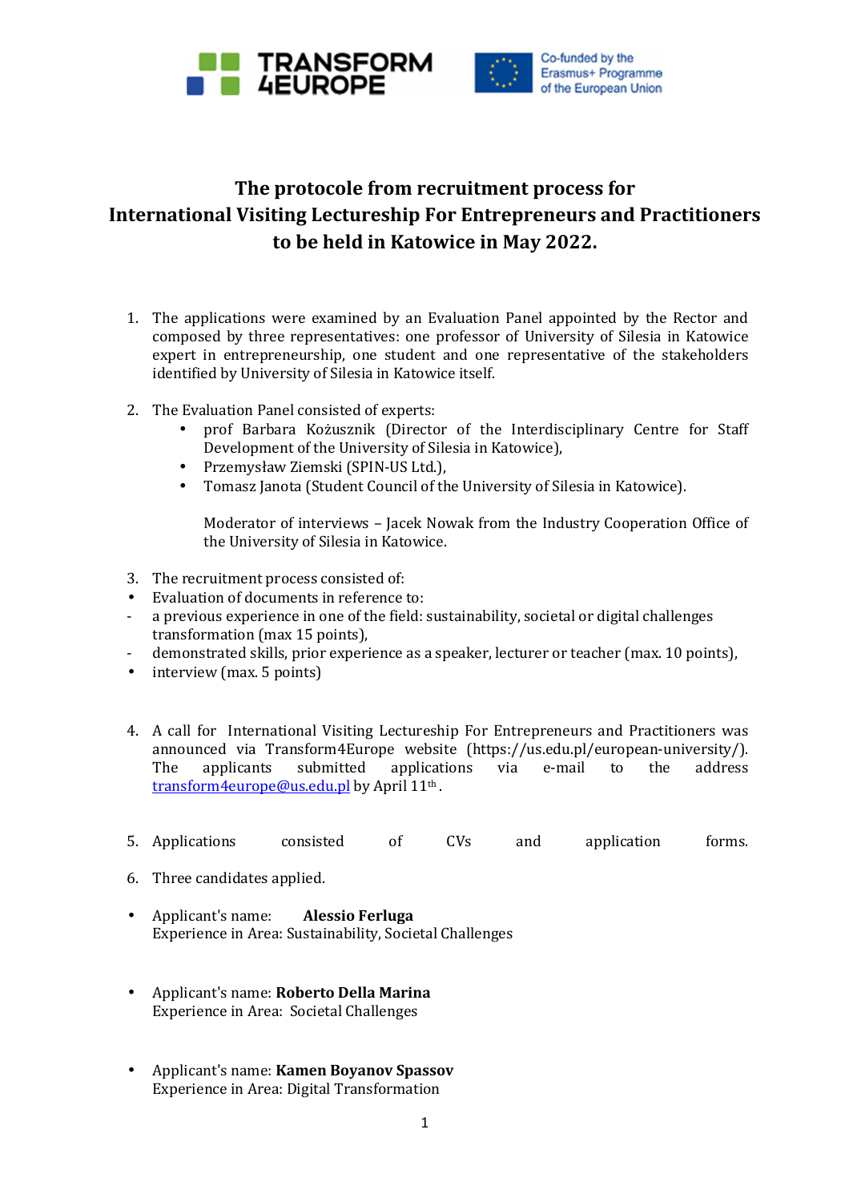TRANSFORM 4EUROPE

Co-funded by the Erasmus+ Programme of the European Union

# The protocole from recruitment process for International Visiting Lectureship For Entrepreneurs and Practitioners to be held in Katowice in May 2022.

1. The applications were examined by an Evaluation Panel appointed by the Rector and composed by three representatives: one professor of University of Silesia in Katowice expert in entrepreneurship, one student and one representative of the stakeholders identified by University of Silesia in Katowice itself.

2. The Evaluation Panel consisted of experts:
   - prof Barbara Kożusznik (Director of the Interdisciplinary Centre for Staff Development of the University of Silesia in Katowice),
   - Przemysław Ziemski (SPIN-US Ltd.),
   - Tomasz Janota (Student Council of the University of Silesia in Katowice).

   Moderator of interviews – Jacek Nowak from the Industry Cooperation Office of the University of Silesia in Katowice.

3. The recruitment process consisted of:
- Evaluation of documents in reference to:
- a previous experience in one of the field: sustainability, societal or digital challenges transformation (max 15 points),
- demonstrated skills, prior experience as a speaker, lecturer or teacher (max. 10 points),
- interview (max. 5 points)

4. A call for International Visiting Lectureship For Entrepreneurs and Practitioners was announced via Transform4Europe website (https://us.edu.pl/european-university/). The applicants submitted applications via e-mail to the address transform4europe@us.edu.pl by April 11th.

5. Applications consisted of CVs and application forms.

6. Three candidates applied.

- Applicant's name: **Alessio Ferluga**
  Experience in Area: Sustainability, Societal Challenges

- Applicant's name: **Roberto Della Marina**
  Experience in Area: Societal Challenges

- Applicant's name: **Kamen Boyanov Spassov**
  Experience in Area: Digital Transformation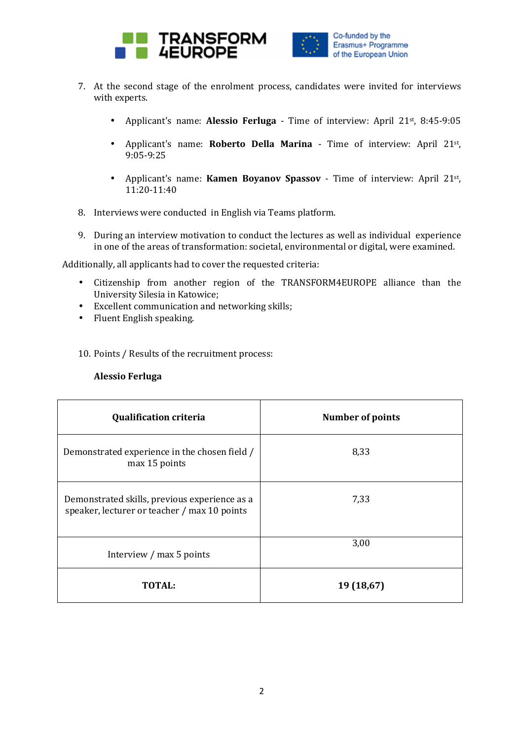7. At the second stage of the enrolment process, candidates were invited for interviews with experts.

    - Applicant's name: **Alessio Ferluga** - Time of interview: April 21st, 8:45-9:05
    - Applicant's name: **Roberto Della Marina** - Time of interview: April 21st, 9:05-9:25
    - Applicant's name: **Kamen Boyanov Spassov** - Time of interview: April 21st, 11:20-11:40

8. Interviews were conducted in English via Teams platform.

9. During an interview motivation to conduct the lectures as well as individual experience in one of the areas of transformation: societal, environmental or digital, were examined.

Additionally, all applicants had to cover the requested criteria:

- Citizenship from another region of the TRANSFORM4EUROPE alliance than the University Silesia in Katowice;
- Excellent communication and networking skills;
- Fluent English speaking.

10. Points / Results of the recruitment process:

**Alessio Ferluga**

| Qualification criteria | Number of points |
|---|---|
| Demonstrated experience in the chosen field / max 15 points | 8,33 |
| Demonstrated skills, previous experience as a speaker, lecturer or teacher / max 10 points | 7,33 |
| Interview / max 5 points | 3,00 |
| **TOTAL:** | **19 (18,67)** |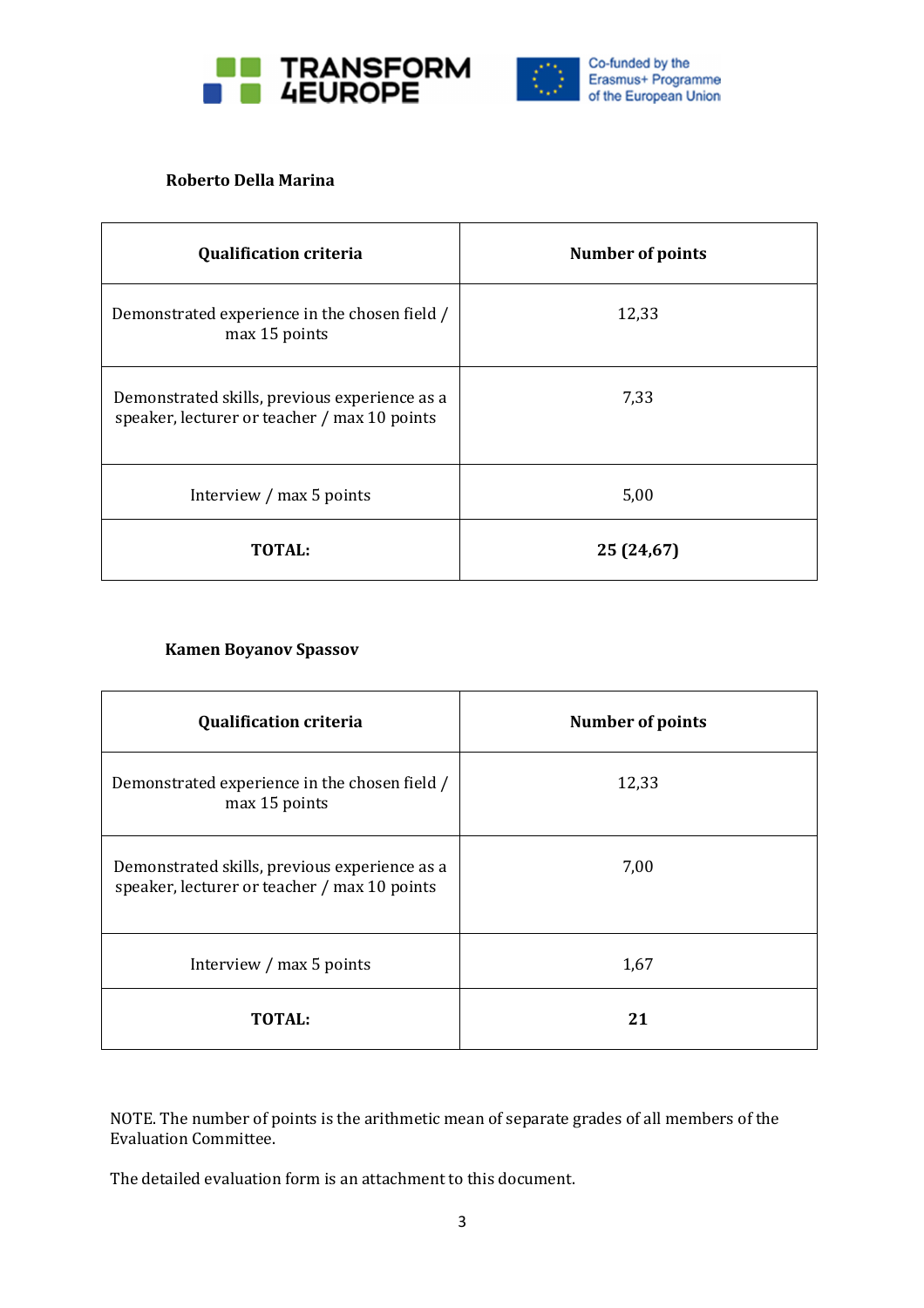**Roberto Della Marina**

| Qualification criteria | Number of points |
|---|---|
| Demonstrated experience in the chosen field / max 15 points | 12,33 |
| Demonstrated skills, previous experience as a speaker, lecturer or teacher / max 10 points | 7,33 |
| Interview / max 5 points | 5,00 |
| **TOTAL:** | **25 (24,67)** |

**Kamen Boyanov Spassov**

| Qualification criteria | Number of points |
|---|---|
| Demonstrated experience in the chosen field / max 15 points | 12,33 |
| Demonstrated skills, previous experience as a speaker, lecturer or teacher / max 10 points | 7,00 |
| Interview / max 5 points | 1,67 |
| **TOTAL:** | **21** |

NOTE. The number of points is the arithmetic mean of separate grades of all members of the Evaluation Committee.

The detailed evaluation form is an attachment to this document.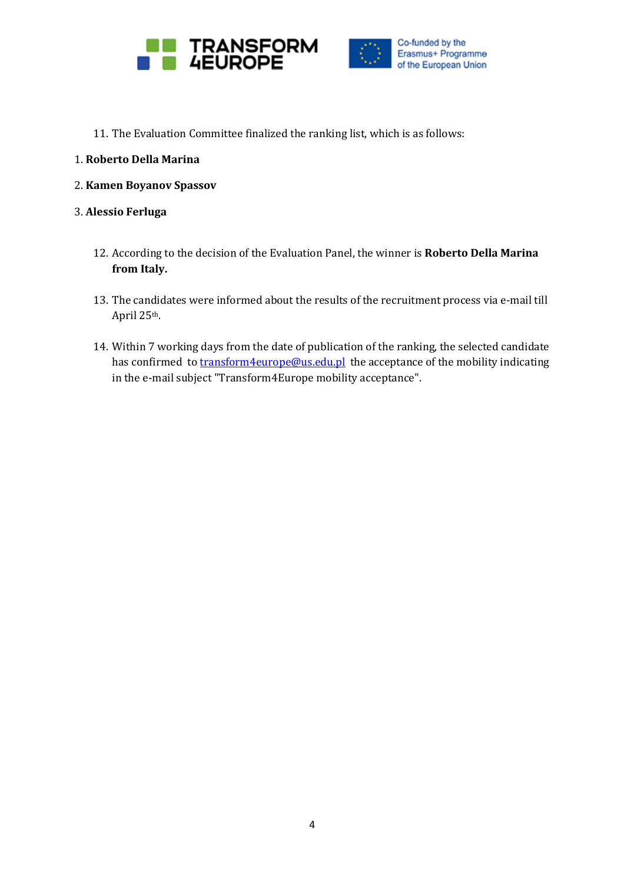11. The Evaluation Committee finalized the ranking list, which is as follows:

1. **Roberto Della Marina**
2. **Kamen Boyanov Spassov**
3. **Alessio Ferluga**

12. According to the decision of the Evaluation Panel, the winner is **Roberto Della Marina from Italy.**

13. The candidates were informed about the results of the recruitment process via e-mail till April 25th.

14. Within 7 working days from the date of publication of the ranking, the selected candidate has confirmed to transform4europe@us.edu.pl the acceptance of the mobility indicating in the e-mail subject "Transform4Europe mobility acceptance".